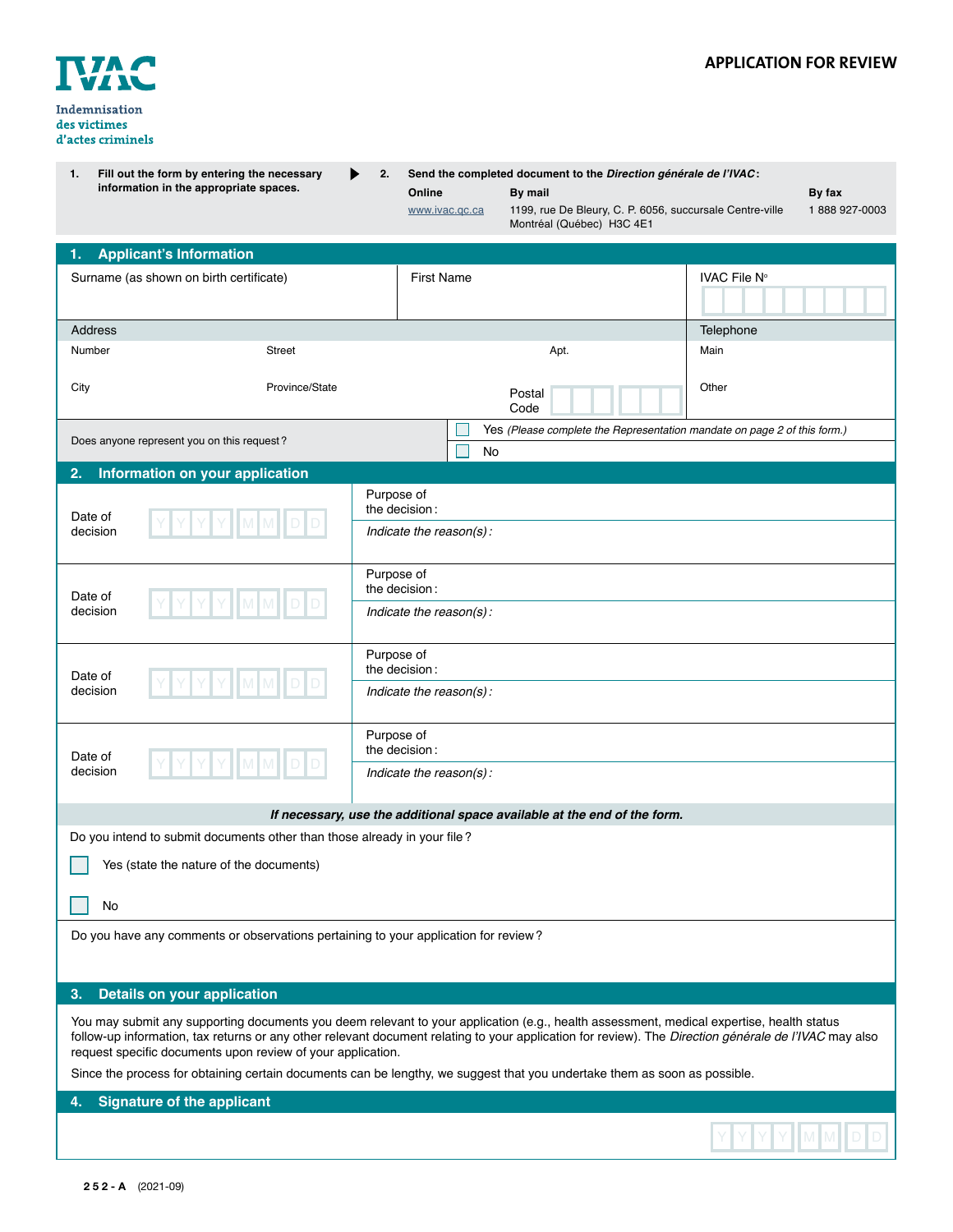**IVAC**
Indemnisation des victimes d'actes criminels

# APPLICATION FOR REVIEW

1. **Fill out the form by entering the necessary information in the appropriate spaces.**

2. **Send the completed document to the *Direction générale de l'IVAC*:**

| Online | By mail | By fax |
|---|---|---|
| www.ivac.qc.ca | 1199, rue De Bleury, C. P. 6056, succursale Centre-ville Montréal (Québec) H3C 4E1 | 1 888 927-0003 |

## 1. Applicant's Information

| Surname (as shown on birth certificate) | First Name | IVAC File N° |
|---|---|---|
| | | |

**Address**

| Number | Street | Apt. | Telephone Main |
|---|---|---|---|
| | | | |
| **City** | **Province/State** | **Postal Code** | **Other** |
| | | | |

Does anyone represent you on this request?
- ☐ Yes *(Please complete the Representation mandate on page 2 of this form.)*
- ☐ No

## 2. Information on your application

| Date of decision | Purpose of the decision: / *Indicate the reason(s):* |
|---|---|
| Y Y Y Y M M D D | Purpose of the decision: <br> *Indicate the reason(s):* |
| Y Y Y Y M M D D | Purpose of the decision: <br> *Indicate the reason(s):* |
| Y Y Y Y M M D D | Purpose of the decision: <br> *Indicate the reason(s):* |
| Y Y Y Y M M D D | Purpose of the decision: <br> *Indicate the reason(s):* |

***If necessary, use the additional space available at the end of the form.***

Do you intend to submit documents other than those already in your file?

- ☐ Yes (state the nature of the documents)
- ☐ No

Do you have any comments or observations pertaining to your application for review?

## 3. Details on your application

You may submit any supporting documents you deem relevant to your application (e.g., health assessment, medical expertise, health status follow-up information, tax returns or any other relevant document relating to your application for review). The *Direction générale de l'IVAC* may also request specific documents upon review of your application.

Since the process for obtaining certain documents can be lengthy, we suggest that you undertake them as soon as possible.

## 4. Signature of the applicant

Y Y Y Y M M D D

252-A (2021-09)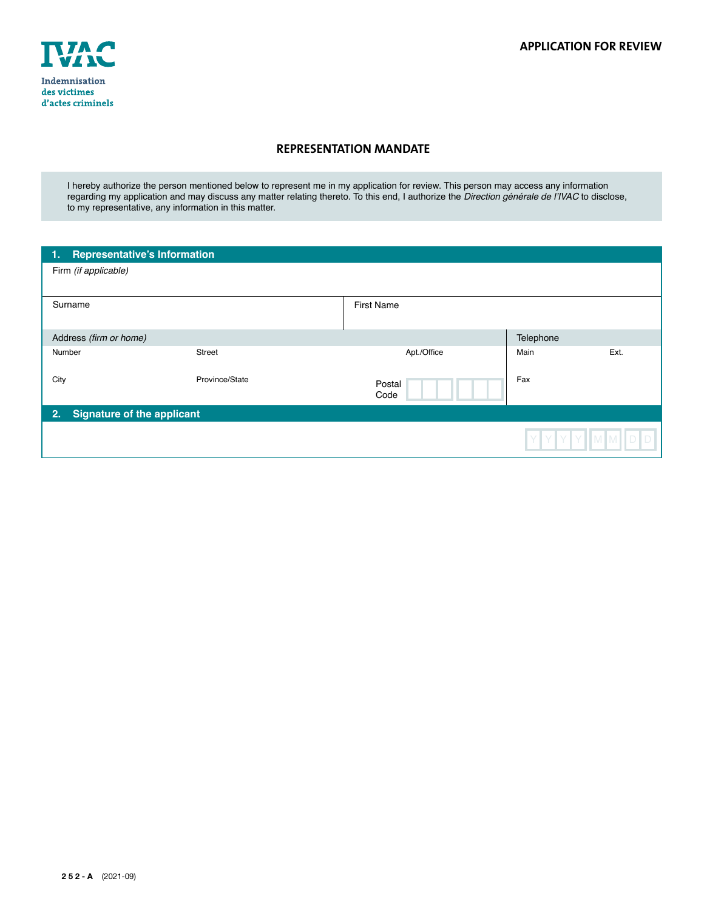IVAC

Indemnisation des victimes d'actes criminels

**APPLICATION FOR REVIEW**

## REPRESENTATION MANDATE

I hereby authorize the person mentioned below to represent me in my application for review. This person may access any information regarding my application and may discuss any matter relating thereto. To this end, I authorize the *Direction générale de l'IVAC* to disclose, to my representative, any information in this matter.

### 1. Representative's Information

Firm *(if applicable)*

| Surname | First Name |
| --- | --- |
| | |

| Address *(firm or home)* | | | Telephone | |
| --- | --- | --- | --- | --- |
| Number | Street | Apt./Office | Main | Ext. |
| City | Province/State | Postal Code | Fax | |

### 2. Signature of the applicant

Y Y Y Y M M D D

252-A (2021-09)